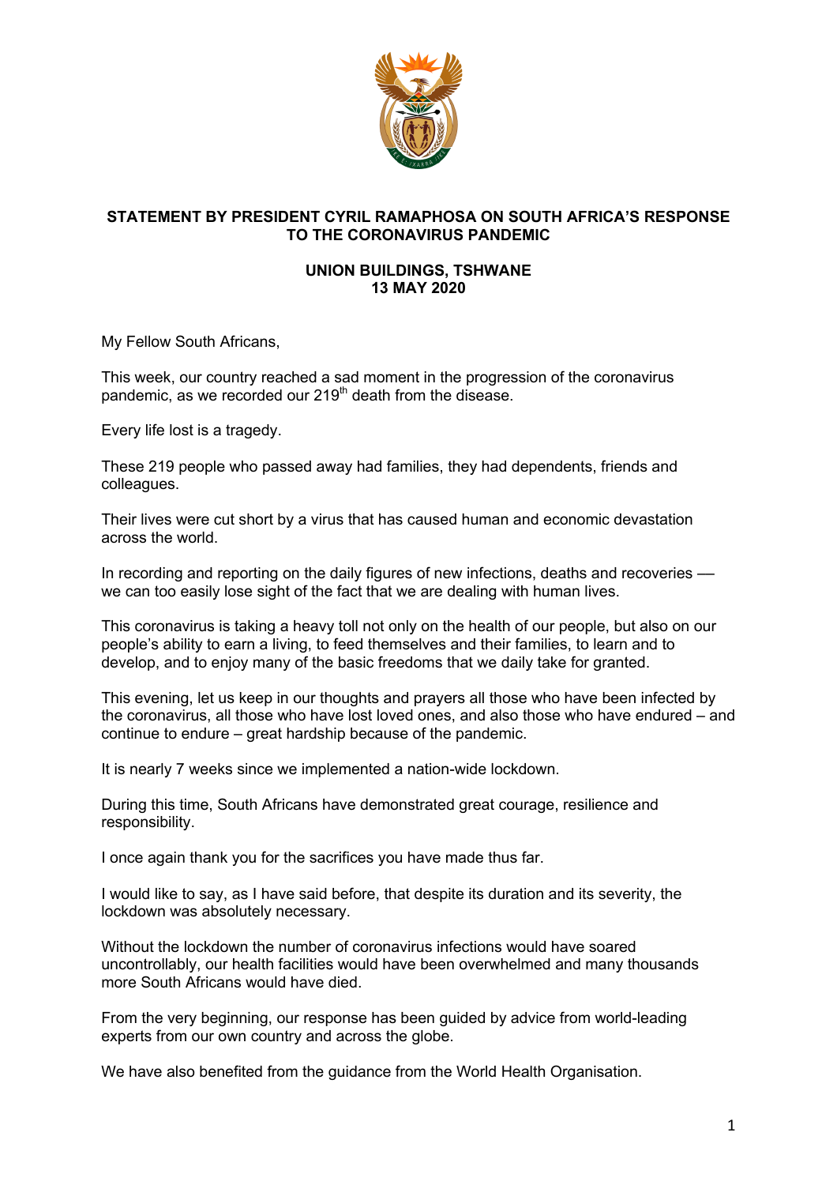# STATEMENT BY PRESIDENT CYRIL RAMAPHOSA ON SOUTH AFRICA'S RESPONSE TO THE CORONAVIRUS PANDEMIC

## UNION BUILDINGS, TSHWANE
## 13 MAY 2020

My Fellow South Africans,

This week, our country reached a sad moment in the progression of the coronavirus pandemic, as we recorded our 219th death from the disease.

Every life lost is a tragedy.

These 219 people who passed away had families, they had dependents, friends and colleagues.

Their lives were cut short by a virus that has caused human and economic devastation across the world.

In recording and reporting on the daily figures of new infections, deaths and recoveries — we can too easily lose sight of the fact that we are dealing with human lives.

This coronavirus is taking a heavy toll not only on the health of our people, but also on our people's ability to earn a living, to feed themselves and their families, to learn and to develop, and to enjoy many of the basic freedoms that we daily take for granted.

This evening, let us keep in our thoughts and prayers all those who have been infected by the coronavirus, all those who have lost loved ones, and also those who have endured – and continue to endure – great hardship because of the pandemic.

It is nearly 7 weeks since we implemented a nation-wide lockdown.

During this time, South Africans have demonstrated great courage, resilience and responsibility.

I once again thank you for the sacrifices you have made thus far.

I would like to say, as I have said before, that despite its duration and its severity, the lockdown was absolutely necessary.

Without the lockdown the number of coronavirus infections would have soared uncontrollably, our health facilities would have been overwhelmed and many thousands more South Africans would have died.

From the very beginning, our response has been guided by advice from world-leading experts from our own country and across the globe.

We have also benefited from the guidance from the World Health Organisation.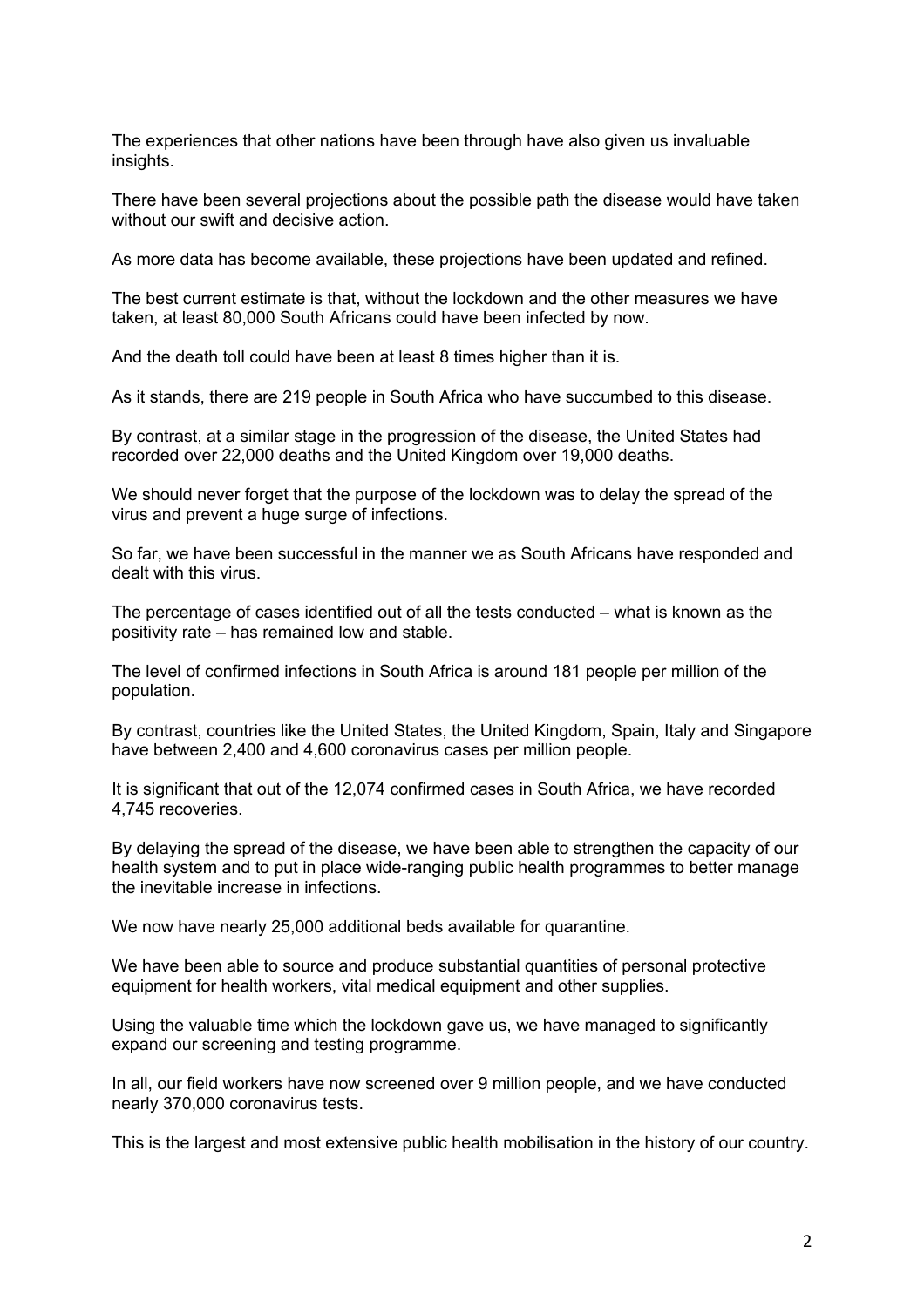The experiences that other nations have been through have also given us invaluable insights.

There have been several projections about the possible path the disease would have taken without our swift and decisive action.

As more data has become available, these projections have been updated and refined.

The best current estimate is that, without the lockdown and the other measures we have taken, at least 80,000 South Africans could have been infected by now.

And the death toll could have been at least 8 times higher than it is.

As it stands, there are 219 people in South Africa who have succumbed to this disease.

By contrast, at a similar stage in the progression of the disease, the United States had recorded over 22,000 deaths and the United Kingdom over 19,000 deaths.

We should never forget that the purpose of the lockdown was to delay the spread of the virus and prevent a huge surge of infections.

So far, we have been successful in the manner we as South Africans have responded and dealt with this virus.

The percentage of cases identified out of all the tests conducted – what is known as the positivity rate – has remained low and stable.

The level of confirmed infections in South Africa is around 181 people per million of the population.

By contrast, countries like the United States, the United Kingdom, Spain, Italy and Singapore have between 2,400 and 4,600 coronavirus cases per million people.

It is significant that out of the 12,074 confirmed cases in South Africa, we have recorded 4,745 recoveries.

By delaying the spread of the disease, we have been able to strengthen the capacity of our health system and to put in place wide-ranging public health programmes to better manage the inevitable increase in infections.

We now have nearly 25,000 additional beds available for quarantine.

We have been able to source and produce substantial quantities of personal protective equipment for health workers, vital medical equipment and other supplies.

Using the valuable time which the lockdown gave us, we have managed to significantly expand our screening and testing programme.

In all, our field workers have now screened over 9 million people, and we have conducted nearly 370,000 coronavirus tests.

This is the largest and most extensive public health mobilisation in the history of our country.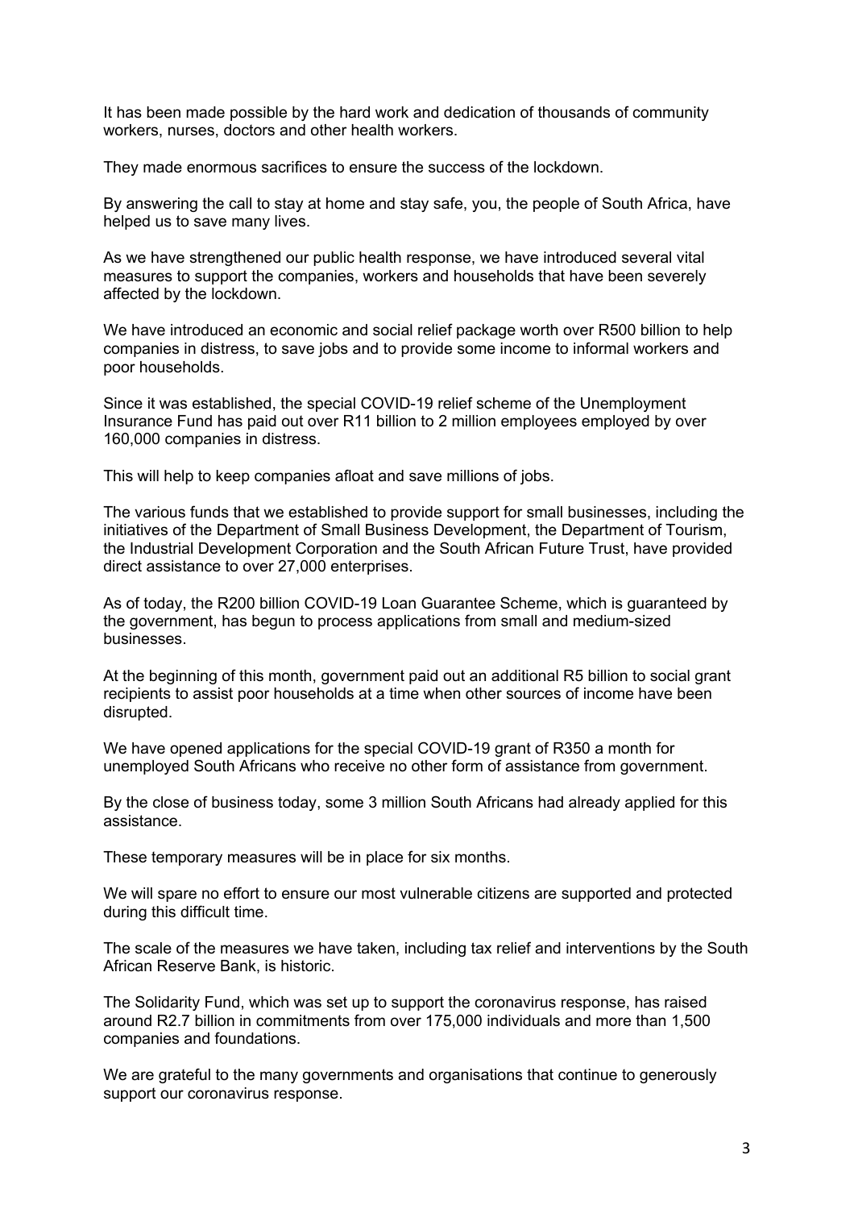It has been made possible by the hard work and dedication of thousands of community workers, nurses, doctors and other health workers.

They made enormous sacrifices to ensure the success of the lockdown.

By answering the call to stay at home and stay safe, you, the people of South Africa, have helped us to save many lives.

As we have strengthened our public health response, we have introduced several vital measures to support the companies, workers and households that have been severely affected by the lockdown.

We have introduced an economic and social relief package worth over R500 billion to help companies in distress, to save jobs and to provide some income to informal workers and poor households.

Since it was established, the special COVID-19 relief scheme of the Unemployment Insurance Fund has paid out over R11 billion to 2 million employees employed by over 160,000 companies in distress.

This will help to keep companies afloat and save millions of jobs.

The various funds that we established to provide support for small businesses, including the initiatives of the Department of Small Business Development, the Department of Tourism, the Industrial Development Corporation and the South African Future Trust, have provided direct assistance to over 27,000 enterprises.

As of today, the R200 billion COVID-19 Loan Guarantee Scheme, which is guaranteed by the government, has begun to process applications from small and medium-sized businesses.

At the beginning of this month, government paid out an additional R5 billion to social grant recipients to assist poor households at a time when other sources of income have been disrupted.

We have opened applications for the special COVID-19 grant of R350 a month for unemployed South Africans who receive no other form of assistance from government.

By the close of business today, some 3 million South Africans had already applied for this assistance.

These temporary measures will be in place for six months.

We will spare no effort to ensure our most vulnerable citizens are supported and protected during this difficult time.

The scale of the measures we have taken, including tax relief and interventions by the South African Reserve Bank, is historic.

The Solidarity Fund, which was set up to support the coronavirus response, has raised around R2.7 billion in commitments from over 175,000 individuals and more than 1,500 companies and foundations.

We are grateful to the many governments and organisations that continue to generously support our coronavirus response.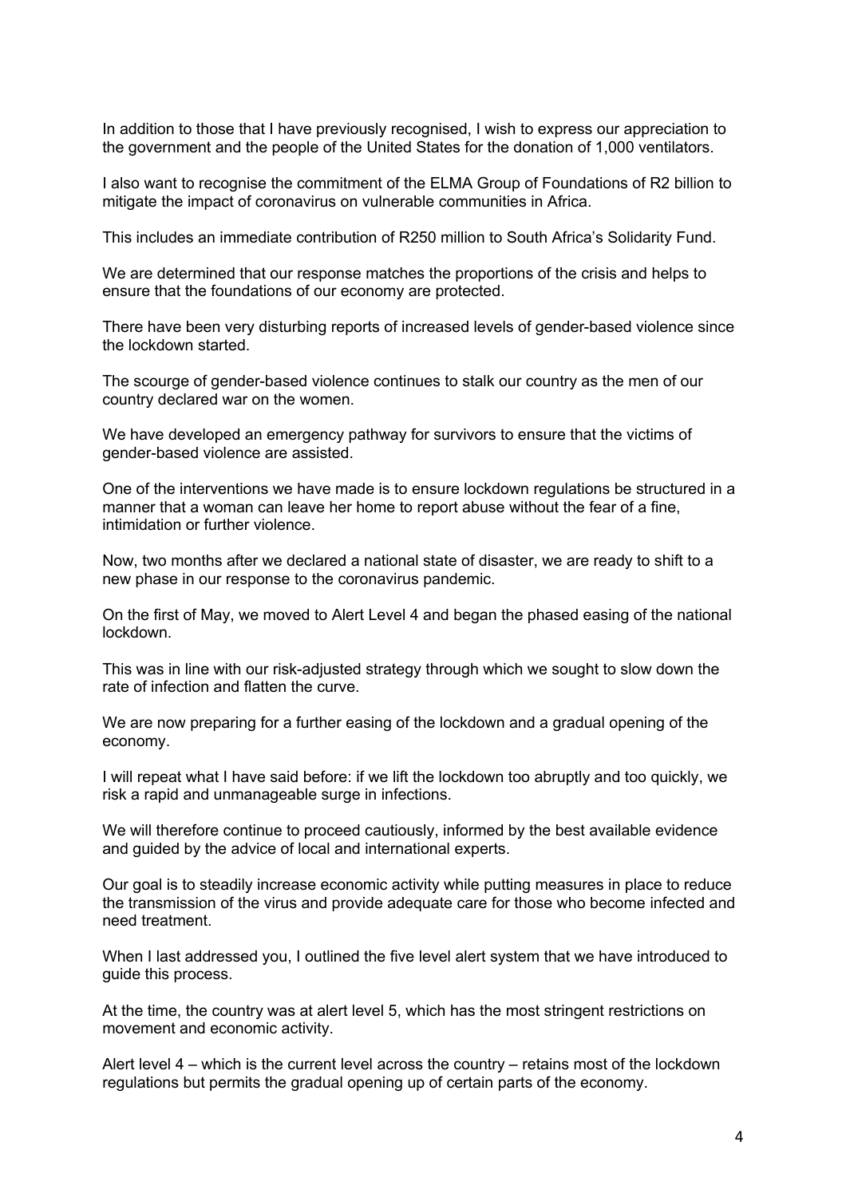In addition to those that I have previously recognised, I wish to express our appreciation to the government and the people of the United States for the donation of 1,000 ventilators.

I also want to recognise the commitment of the ELMA Group of Foundations of R2 billion to mitigate the impact of coronavirus on vulnerable communities in Africa.

This includes an immediate contribution of R250 million to South Africa's Solidarity Fund.

We are determined that our response matches the proportions of the crisis and helps to ensure that the foundations of our economy are protected.

There have been very disturbing reports of increased levels of gender-based violence since the lockdown started.

The scourge of gender-based violence continues to stalk our country as the men of our country declared war on the women.

We have developed an emergency pathway for survivors to ensure that the victims of gender-based violence are assisted.

One of the interventions we have made is to ensure lockdown regulations be structured in a manner that a woman can leave her home to report abuse without the fear of a fine, intimidation or further violence.

Now, two months after we declared a national state of disaster, we are ready to shift to a new phase in our response to the coronavirus pandemic.

On the first of May, we moved to Alert Level 4 and began the phased easing of the national lockdown.

This was in line with our risk-adjusted strategy through which we sought to slow down the rate of infection and flatten the curve.

We are now preparing for a further easing of the lockdown and a gradual opening of the economy.

I will repeat what I have said before: if we lift the lockdown too abruptly and too quickly, we risk a rapid and unmanageable surge in infections.

We will therefore continue to proceed cautiously, informed by the best available evidence and guided by the advice of local and international experts.

Our goal is to steadily increase economic activity while putting measures in place to reduce the transmission of the virus and provide adequate care for those who become infected and need treatment.

When I last addressed you, I outlined the five level alert system that we have introduced to guide this process.

At the time, the country was at alert level 5, which has the most stringent restrictions on movement and economic activity.

Alert level 4 – which is the current level across the country – retains most of the lockdown regulations but permits the gradual opening up of certain parts of the economy.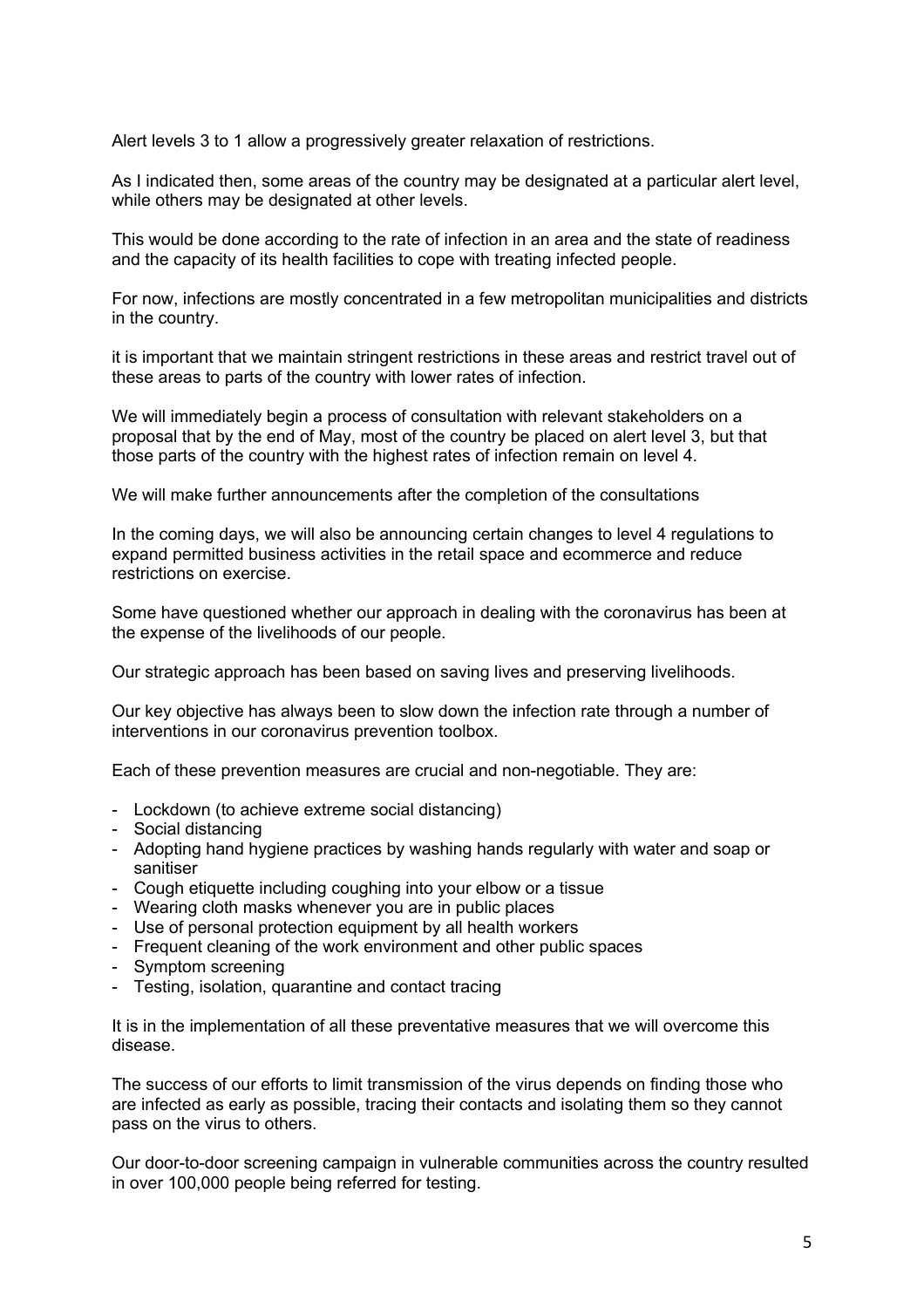Alert levels 3 to 1 allow a progressively greater relaxation of restrictions.

As I indicated then, some areas of the country may be designated at a particular alert level, while others may be designated at other levels.

This would be done according to the rate of infection in an area and the state of readiness and the capacity of its health facilities to cope with treating infected people.

For now, infections are mostly concentrated in a few metropolitan municipalities and districts in the country.

it is important that we maintain stringent restrictions in these areas and restrict travel out of these areas to parts of the country with lower rates of infection.

We will immediately begin a process of consultation with relevant stakeholders on a proposal that by the end of May, most of the country be placed on alert level 3, but that those parts of the country with the highest rates of infection remain on level 4.

We will make further announcements after the completion of the consultations

In the coming days, we will also be announcing certain changes to level 4 regulations to expand permitted business activities in the retail space and ecommerce and reduce restrictions on exercise.

Some have questioned whether our approach in dealing with the coronavirus has been at the expense of the livelihoods of our people.

Our strategic approach has been based on saving lives and preserving livelihoods.

Our key objective has always been to slow down the infection rate through a number of interventions in our coronavirus prevention toolbox.

Each of these prevention measures are crucial and non-negotiable. They are:

- Lockdown (to achieve extreme social distancing)
- Social distancing
- Adopting hand hygiene practices by washing hands regularly with water and soap or sanitiser
- Cough etiquette including coughing into your elbow or a tissue
- Wearing cloth masks whenever you are in public places
- Use of personal protection equipment by all health workers
- Frequent cleaning of the work environment and other public spaces
- Symptom screening
- Testing, isolation, quarantine and contact tracing

It is in the implementation of all these preventative measures that we will overcome this disease.

The success of our efforts to limit transmission of the virus depends on finding those who are infected as early as possible, tracing their contacts and isolating them so they cannot pass on the virus to others.

Our door-to-door screening campaign in vulnerable communities across the country resulted in over 100,000 people being referred for testing.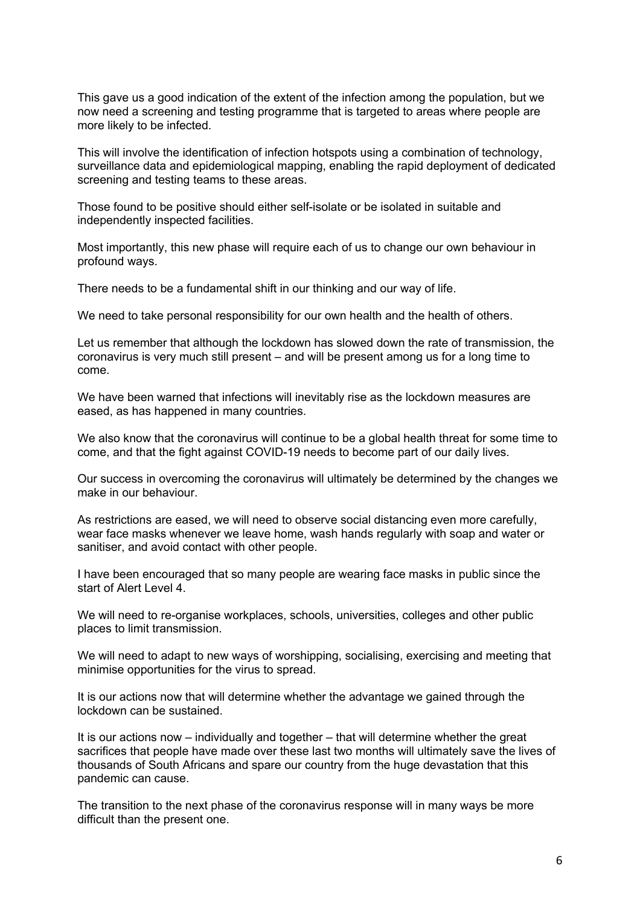This gave us a good indication of the extent of the infection among the population, but we now need a screening and testing programme that is targeted to areas where people are more likely to be infected.

This will involve the identification of infection hotspots using a combination of technology, surveillance data and epidemiological mapping, enabling the rapid deployment of dedicated screening and testing teams to these areas.

Those found to be positive should either self-isolate or be isolated in suitable and independently inspected facilities.

Most importantly, this new phase will require each of us to change our own behaviour in profound ways.

There needs to be a fundamental shift in our thinking and our way of life.

We need to take personal responsibility for our own health and the health of others.

Let us remember that although the lockdown has slowed down the rate of transmission, the coronavirus is very much still present – and will be present among us for a long time to come.

We have been warned that infections will inevitably rise as the lockdown measures are eased, as has happened in many countries.

We also know that the coronavirus will continue to be a global health threat for some time to come, and that the fight against COVID-19 needs to become part of our daily lives.

Our success in overcoming the coronavirus will ultimately be determined by the changes we make in our behaviour.

As restrictions are eased, we will need to observe social distancing even more carefully, wear face masks whenever we leave home, wash hands regularly with soap and water or sanitiser, and avoid contact with other people.

I have been encouraged that so many people are wearing face masks in public since the start of Alert Level 4.

We will need to re-organise workplaces, schools, universities, colleges and other public places to limit transmission.

We will need to adapt to new ways of worshipping, socialising, exercising and meeting that minimise opportunities for the virus to spread.

It is our actions now that will determine whether the advantage we gained through the lockdown can be sustained.

It is our actions now – individually and together – that will determine whether the great sacrifices that people have made over these last two months will ultimately save the lives of thousands of South Africans and spare our country from the huge devastation that this pandemic can cause.

The transition to the next phase of the coronavirus response will in many ways be more difficult than the present one.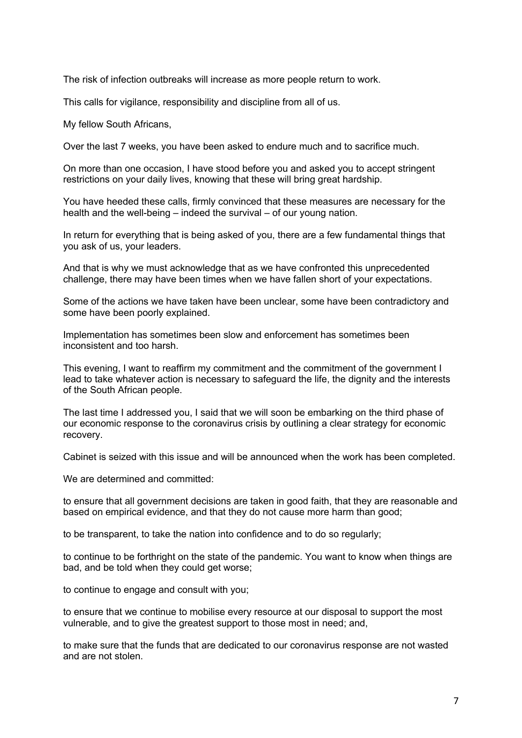The risk of infection outbreaks will increase as more people return to work.

This calls for vigilance, responsibility and discipline from all of us.

My fellow South Africans,

Over the last 7 weeks, you have been asked to endure much and to sacrifice much.

On more than one occasion, I have stood before you and asked you to accept stringent restrictions on your daily lives, knowing that these will bring great hardship.

You have heeded these calls, firmly convinced that these measures are necessary for the health and the well-being – indeed the survival – of our young nation.

In return for everything that is being asked of you, there are a few fundamental things that you ask of us, your leaders.

And that is why we must acknowledge that as we have confronted this unprecedented challenge, there may have been times when we have fallen short of your expectations.

Some of the actions we have taken have been unclear, some have been contradictory and some have been poorly explained.

Implementation has sometimes been slow and enforcement has sometimes been inconsistent and too harsh.

This evening, I want to reaffirm my commitment and the commitment of the government I lead to take whatever action is necessary to safeguard the life, the dignity and the interests of the South African people.

The last time I addressed you, I said that we will soon be embarking on the third phase of our economic response to the coronavirus crisis by outlining a clear strategy for economic recovery.

Cabinet is seized with this issue and will be announced when the work has been completed.

We are determined and committed:

to ensure that all government decisions are taken in good faith, that they are reasonable and based on empirical evidence, and that they do not cause more harm than good;

to be transparent, to take the nation into confidence and to do so regularly;

to continue to be forthright on the state of the pandemic. You want to know when things are bad, and be told when they could get worse;

to continue to engage and consult with you;

to ensure that we continue to mobilise every resource at our disposal to support the most vulnerable, and to give the greatest support to those most in need; and,

to make sure that the funds that are dedicated to our coronavirus response are not wasted and are not stolen.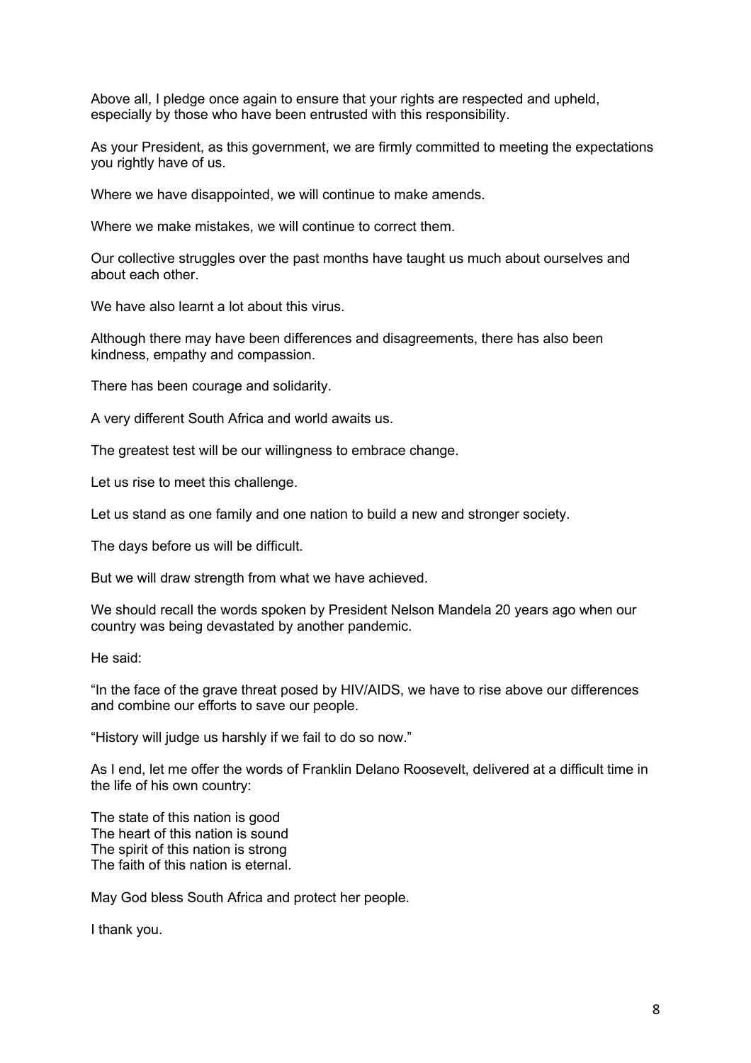Above all, I pledge once again to ensure that your rights are respected and upheld, especially by those who have been entrusted with this responsibility.

As your President, as this government, we are firmly committed to meeting the expectations you rightly have of us.

Where we have disappointed, we will continue to make amends.

Where we make mistakes, we will continue to correct them.

Our collective struggles over the past months have taught us much about ourselves and about each other.

We have also learnt a lot about this virus.

Although there may have been differences and disagreements, there has also been kindness, empathy and compassion.

There has been courage and solidarity.

A very different South Africa and world awaits us.

The greatest test will be our willingness to embrace change.

Let us rise to meet this challenge.

Let us stand as one family and one nation to build a new and stronger society.

The days before us will be difficult.

But we will draw strength from what we have achieved.

We should recall the words spoken by President Nelson Mandela 20 years ago when our country was being devastated by another pandemic.

He said:

"In the face of the grave threat posed by HIV/AIDS, we have to rise above our differences and combine our efforts to save our people.

"History will judge us harshly if we fail to do so now."

As I end, let me offer the words of Franklin Delano Roosevelt, delivered at a difficult time in the life of his own country:

The state of this nation is good  
The heart of this nation is sound  
The spirit of this nation is strong  
The faith of this nation is eternal.

May God bless South Africa and protect her people.

I thank you.